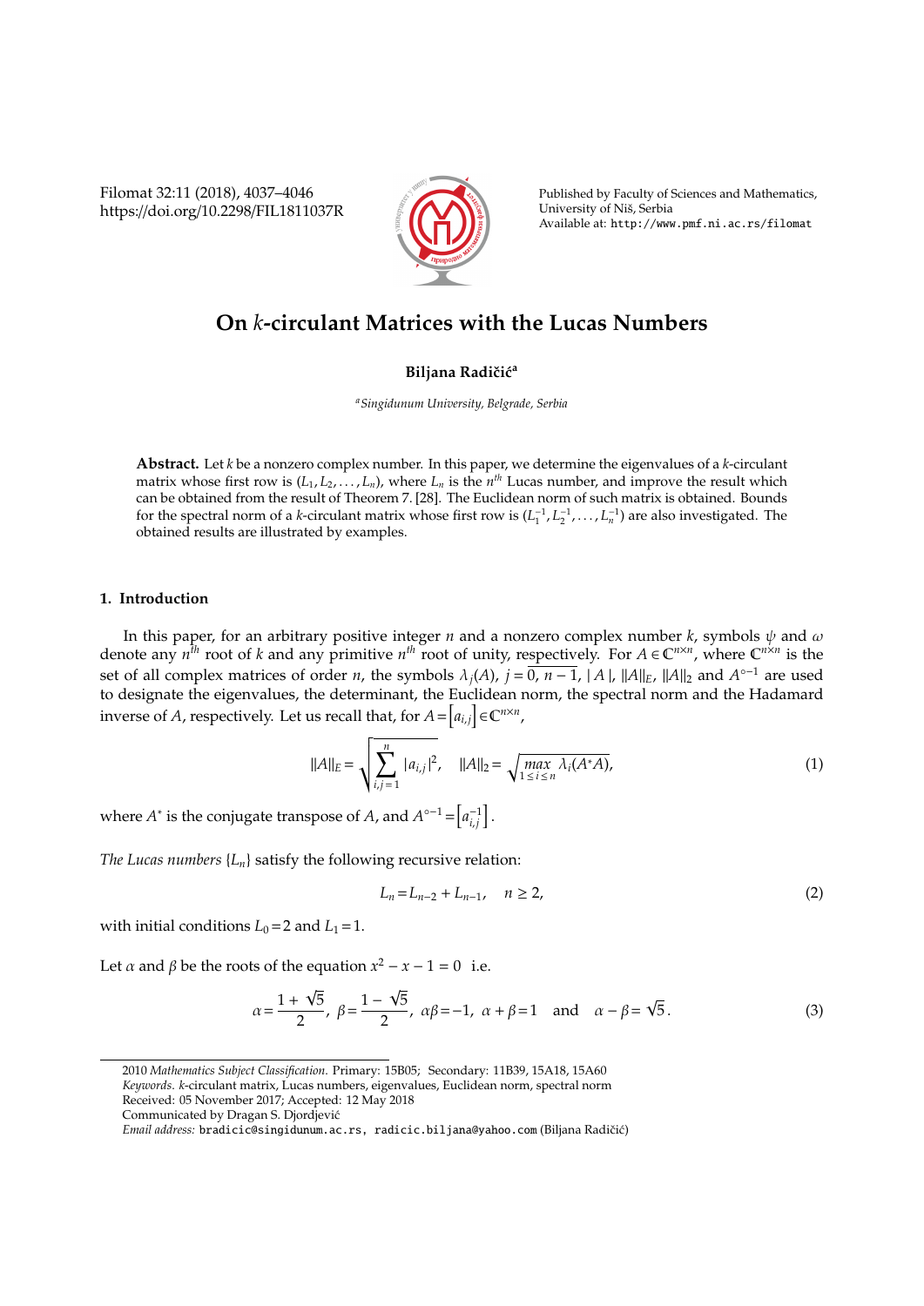# On $k$-circulant Matrices with the Lucas Numbers

**Biljana Radičić**[a]

[a] *Singidunum University, Belgrade, Serbia*

**Abstract.** Let $k$ be a nonzero complex number. In this paper, we determine the eigenvalues of a $k$-circulant matrix whose first row is $(L_1, L_2, \ldots, L_n)$, where $L_n$ is the $n^{th}$ Lucas number, and improve the result which can be obtained from the result of Theorem 7. [28]. The Euclidean norm of such matrix is obtained. Bounds for the spectral norm of a $k$-circulant matrix whose first row is $(L_1^{-1}, L_2^{-1}, \ldots, L_n^{-1})$ are also investigated. The obtained results are illustrated by examples.

## 1. Introduction

In this paper, for an arbitrary positive integer $n$ and a nonzero complex number $k$, symbols $\psi$ and $\omega$ denote any $n^{th}$ root of $k$ and any primitive $n^{th}$ root of unity, respectively. For $A \in \mathbb{C}^{n \times n}$, where $\mathbb{C}^{n \times n}$ is the set of all complex matrices of order $n$, the symbols $\lambda_j(A)$, $j = \overline{0, n-1}$, $|A|$, $\|A\|_E$, $\|A\|_2$ and $A^{\circ -1}$ are used to designate the eigenvalues, the determinant, the Euclidean norm, the spectral norm and the Hadamard inverse of $A$, respectively. Let us recall that, for $A = \left[a_{i,j}\right] \in \mathbb{C}^{n \times n}$,

$$\|A\|_E = \sqrt{\sum_{i,j=1}^{n} |a_{i,j}|^2}, \quad \|A\|_2 = \sqrt{\max_{1 \le i \le n} \lambda_i(A^* A)}, \tag{1}$$

where $A^*$ is the conjugate transpose of $A$, and $A^{\circ -1} = \left[a_{i,j}^{-1}\right]$.

*The Lucas numbers* $\{L_n\}$ satisfy the following recursive relation:

$$L_n = L_{n-2} + L_{n-1}, \quad n \ge 2, \tag{2}$$

with initial conditions $L_0 = 2$ and $L_1 = 1$.

Let $\alpha$ and $\beta$ be the roots of the equation $x^2 - x - 1 = 0$ i.e.

$$\alpha = \frac{1+\sqrt{5}}{2}, \; \beta = \frac{1-\sqrt{5}}{2}, \; \alpha\beta = -1, \; \alpha + \beta = 1 \quad \text{and} \quad \alpha - \beta = \sqrt{5}. \tag{3}$$

---

2010 *Mathematics Subject Classification*. Primary: 15B05; Secondary: 11B39, 15A18, 15A60

*Keywords*. $k$-circulant matrix, Lucas numbers, eigenvalues, Euclidean norm, spectral norm

Received: 05 November 2017; Accepted: 12 May 2018

Communicated by Dragan S. Djordjević

*Email address:* bradicic@singidunum.ac.rs, radicic.biljana@yahoo.com (Biljana Radičić)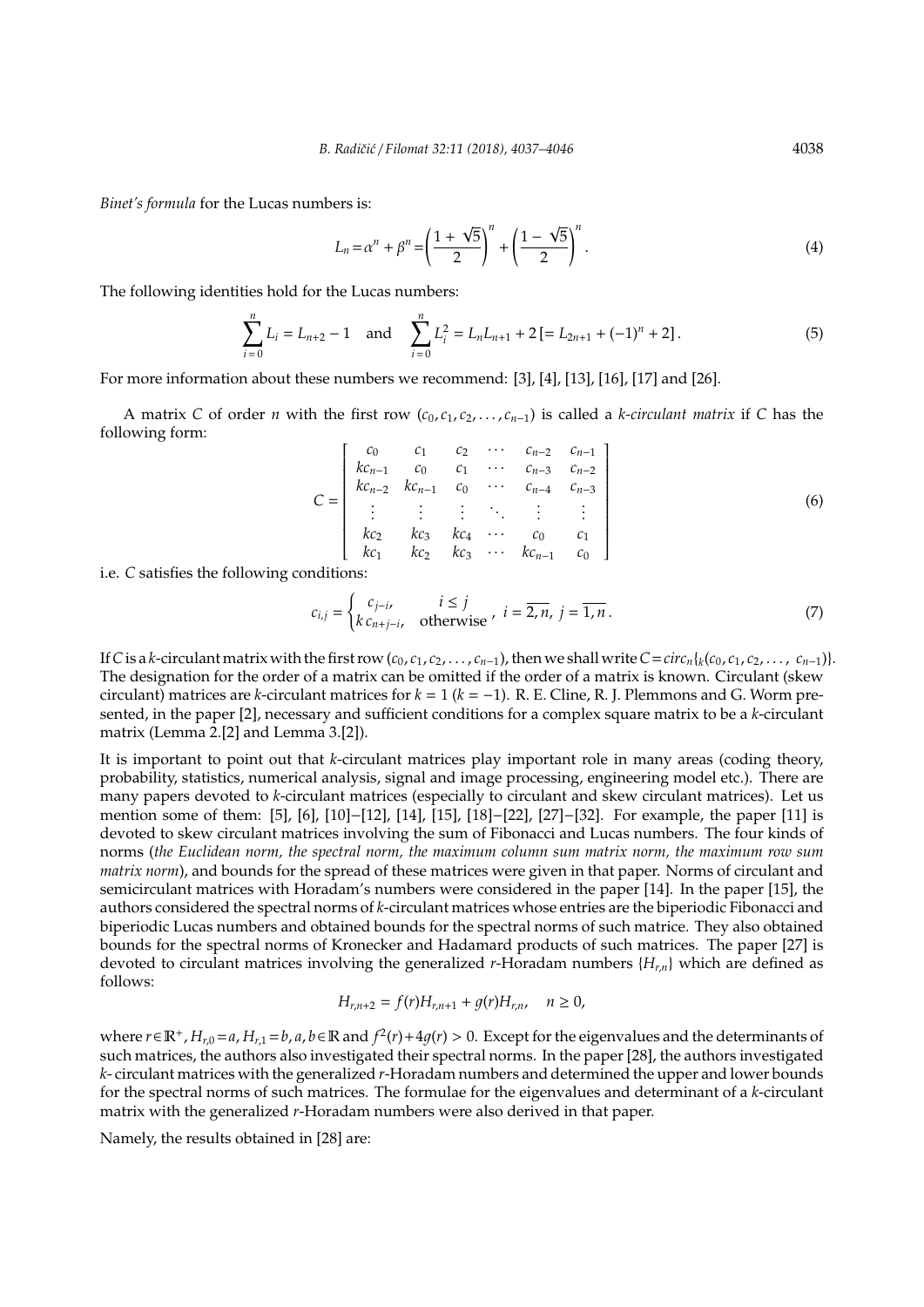*Binet's formula* for the Lucas numbers is:

$$L_n = \alpha^n + \beta^n = \left(\frac{1+\sqrt{5}}{2}\right)^n + \left(\frac{1-\sqrt{5}}{2}\right)^n. \tag{4}$$

The following identities hold for the Lucas numbers:

$$\sum_{i=0}^{n} L_i = L_{n+2} - 1 \quad \text{and} \quad \sum_{i=0}^{n} L_i^2 = L_n L_{n+1} + 2\,[= L_{2n+1} + (-1)^n + 2]\,. \tag{5}$$

For more information about these numbers we recommend: [3], [4], [13], [16], [17] and [26].

A matrix $C$ of order $n$ with the first row $(c_0, c_1, c_2, \ldots, c_{n-1})$ is called a *k-circulant matrix* if $C$ has the following form:

$$C = \begin{bmatrix} c_0 & c_1 & c_2 & \cdots & c_{n-2} & c_{n-1} \\ kc_{n-1} & c_0 & c_1 & \cdots & c_{n-3} & c_{n-2} \\ kc_{n-2} & kc_{n-1} & c_0 & \cdots & c_{n-4} & c_{n-3} \\ \vdots & \vdots & \vdots & \ddots & \vdots & \vdots \\ kc_2 & kc_3 & kc_4 & \cdots & c_0 & c_1 \\ kc_1 & kc_2 & kc_3 & \cdots & kc_{n-1} & c_0 \end{bmatrix} \tag{6}$$

i.e. $C$ satisfies the following conditions:

$$c_{i,j} = \begin{cases} c_{j-i}, & i \le j \\ k\, c_{n+j-i}, & \text{otherwise} \end{cases}, \; i = \overline{2,n},\; j = \overline{1,n}\,. \tag{7}$$

If $C$ is a $k$-circulant matrix with the first row $(c_0, c_1, c_2, \ldots, c_{n-1})$, then we shall write $C = circ_n\{_k(c_0, c_1, c_2, \ldots, c_{n-1})\}$. The designation for the order of a matrix can be omitted if the order of a matrix is known. Circulant (skew circulant) matrices are $k$-circulant matrices for $k = 1$ ($k = -1$). R. E. Cline, R. J. Plemmons and G. Worm presented, in the paper [2], necessary and sufficient conditions for a complex square matrix to be a $k$-circulant matrix (Lemma 2.[2] and Lemma 3.[2]).

It is important to point out that $k$-circulant matrices play important role in many areas (coding theory, probability, statistics, numerical analysis, signal and image processing, engineering model etc.). There are many papers devoted to $k$-circulant matrices (especially to circulant and skew circulant matrices). Let us mention some of them: [5], [6], [10]−[12], [14], [15], [18]−[22], [27]−[32]. For example, the paper [11] is devoted to skew circulant matrices involving the sum of Fibonacci and Lucas numbers. The four kinds of norms (*the Euclidean norm, the spectral norm, the maximum column sum matrix norm, the maximum row sum matrix norm*), and bounds for the spread of these matrices were given in that paper. Norms of circulant and semicirculant matrices with Horadam's numbers were considered in the paper [14]. In the paper [15], the authors considered the spectral norms of $k$-circulant matrices whose entries are the biperiodic Fibonacci and biperiodic Lucas numbers and obtained bounds for the spectral norms of such matrice. They also obtained bounds for the spectral norms of Kronecker and Hadamard products of such matrices. The paper [27] is devoted to circulant matrices involving the generalized $r$-Horadam numbers $\{H_{r,n}\}$ which are defined as follows:

$$H_{r,n+2} = f(r)H_{r,n+1} + g(r)H_{r,n}, \quad n \ge 0,$$

where $r \in \mathbb{R}^+$, $H_{r,0} = a$, $H_{r,1} = b$, $a, b \in \mathbb{R}$ and $f^2(r) + 4g(r) > 0$. Except for the eigenvalues and the determinants of such matrices, the authors also investigated their spectral norms. In the paper [28], the authors investigated $k$- circulant matrices with the generalized $r$-Horadam numbers and determined the upper and lower bounds for the spectral norms of such matrices. The formulae for the eigenvalues and determinant of a $k$-circulant matrix with the generalized $r$-Horadam numbers were also derived in that paper.

Namely, the results obtained in [28] are: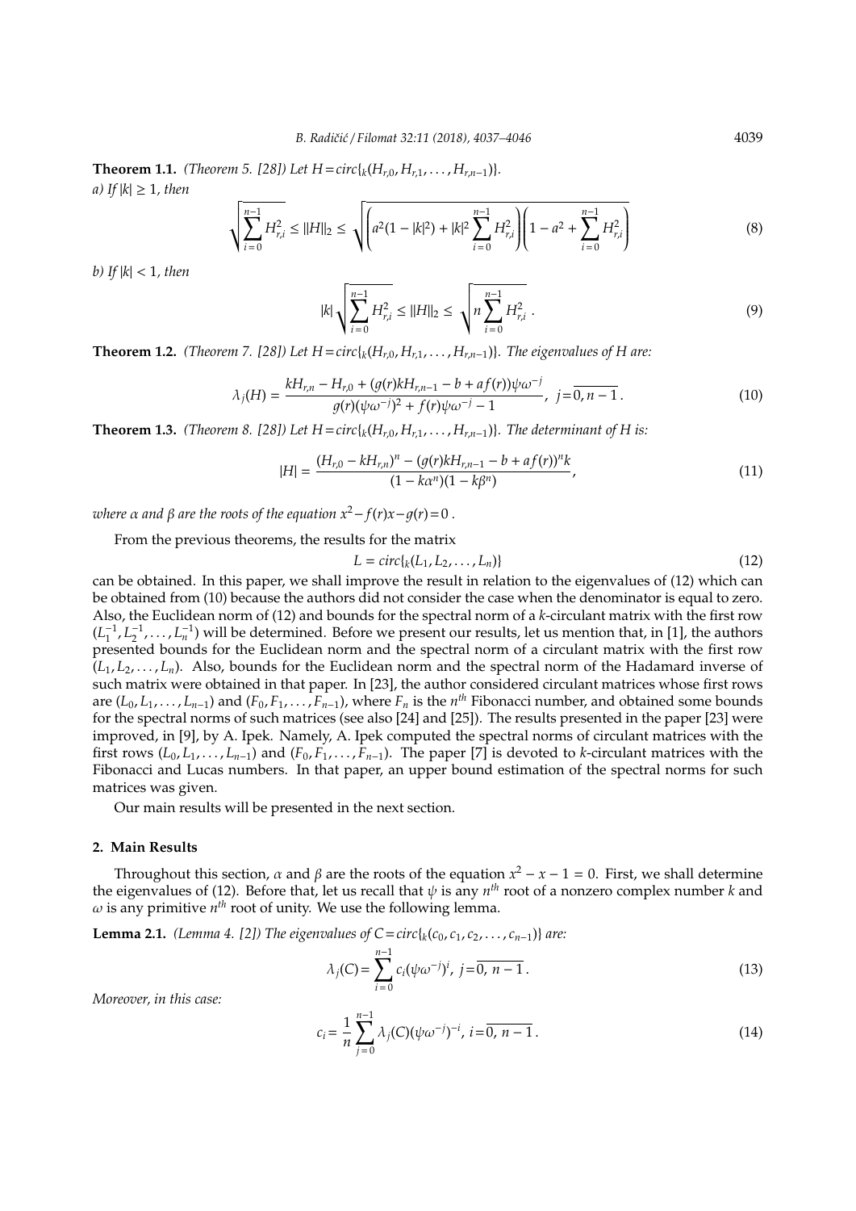**Theorem 1.1.** *(Theorem 5. [28]) Let $H = circ\{_k(H_{r,0}, H_{r,1}, \ldots, H_{r,n-1})\}$.*
*a) If $|k| \geq 1$, then*

$$\sqrt{\sum_{i=0}^{n-1} H_{r,i}^2} \leq \|H\|_2 \leq \sqrt{\left(a^2(1-|k|^2) + |k|^2 \sum_{i=0}^{n-1} H_{r,i}^2\right)\left(1 - a^2 + \sum_{i=0}^{n-1} H_{r,i}^2\right)} \tag{8}$$

*b) If $|k| < 1$, then*

$$|k| \sqrt{\sum_{i=0}^{n-1} H_{r,i}^2} \leq \|H\|_2 \leq \sqrt{n \sum_{i=0}^{n-1} H_{r,i}^2}\,. \tag{9}$$

**Theorem 1.2.** *(Theorem 7. [28]) Let $H = circ\{_k(H_{r,0}, H_{r,1}, \ldots, H_{r,n-1})\}$. The eigenvalues of $H$ are:*

$$\lambda_j(H) = \frac{kH_{r,n} - H_{r,0} + (g(r)kH_{r,n-1} - b + af(r))\psi\omega^{-j}}{g(r)(\psi\omega^{-j})^2 + f(r)\psi\omega^{-j} - 1},\ \ j = \overline{0, n-1}\,. \tag{10}$$

**Theorem 1.3.** *(Theorem 8. [28]) Let $H = circ\{_k(H_{r,0}, H_{r,1}, \ldots, H_{r,n-1})\}$. The determinant of $H$ is:*

$$|H| = \frac{(H_{r,0} - kH_{r,n})^n - (g(r)kH_{r,n-1} - b + af(r))^n k}{(1 - k\alpha^n)(1 - k\beta^n)}, \tag{11}$$

*where $\alpha$ and $\beta$ are the roots of the equation $x^2 - f(r)x - g(r) = 0$.*

From the previous theorems, the results for the matrix

$$L = circ\{_k(L_1, L_2, \ldots, L_n)\} \tag{12}$$

can be obtained. In this paper, we shall improve the result in relation to the eigenvalues of (12) which can be obtained from (10) because the authors did not consider the case when the denominator is equal to zero. Also, the Euclidean norm of (12) and bounds for the spectral norm of a $k$-circulant matrix with the first row $(L_1^{-1}, L_2^{-1}, \ldots, L_n^{-1})$ will be determined. Before we present our results, let us mention that, in [1], the authors presented bounds for the Euclidean norm and the spectral norm of a circulant matrix with the first row $(L_1, L_2, \ldots, L_n)$. Also, bounds for the Euclidean norm and the spectral norm of the Hadamard inverse of such matrix were obtained in that paper. In [23], the author considered circulant matrices whose first rows are $(L_0, L_1, \ldots, L_{n-1})$ and $(F_0, F_1, \ldots, F_{n-1})$, where $F_n$ is the $n^{th}$ Fibonacci number, and obtained some bounds for the spectral norms of such matrices (see also [24] and [25]). The results presented in the paper [23] were improved, in [9], by A. Ipek. Namely, A. Ipek computed the spectral norms of circulant matrices with the first rows $(L_0, L_1, \ldots, L_{n-1})$ and $(F_0, F_1, \ldots, F_{n-1})$. The paper [7] is devoted to $k$-circulant matrices with the Fibonacci and Lucas numbers. In that paper, an upper bound estimation of the spectral norms for such matrices was given.

Our main results will be presented in the next section.

## 2. Main Results

Throughout this section, $\alpha$ and $\beta$ are the roots of the equation $x^2 - x - 1 = 0$. First, we shall determine the eigenvalues of (12). Before that, let us recall that $\psi$ is any $n^{th}$ root of a nonzero complex number $k$ and $\omega$ is any primitive $n^{th}$ root of unity. We use the following lemma.

**Lemma 2.1.** *(Lemma 4. [2]) The eigenvalues of $C = circ\{_k(c_0, c_1, c_2, \ldots, c_{n-1})\}$ are:*

$$\lambda_j(C) = \sum_{i=0}^{n-1} c_i(\psi\omega^{-j})^i,\ j = \overline{0,\ n-1}\,. \tag{13}$$

*Moreover, in this case:*

$$c_i = \frac{1}{n}\sum_{j=0}^{n-1} \lambda_j(C)(\psi\omega^{-j})^{-i},\ i = \overline{0,\ n-1}\,. \tag{14}$$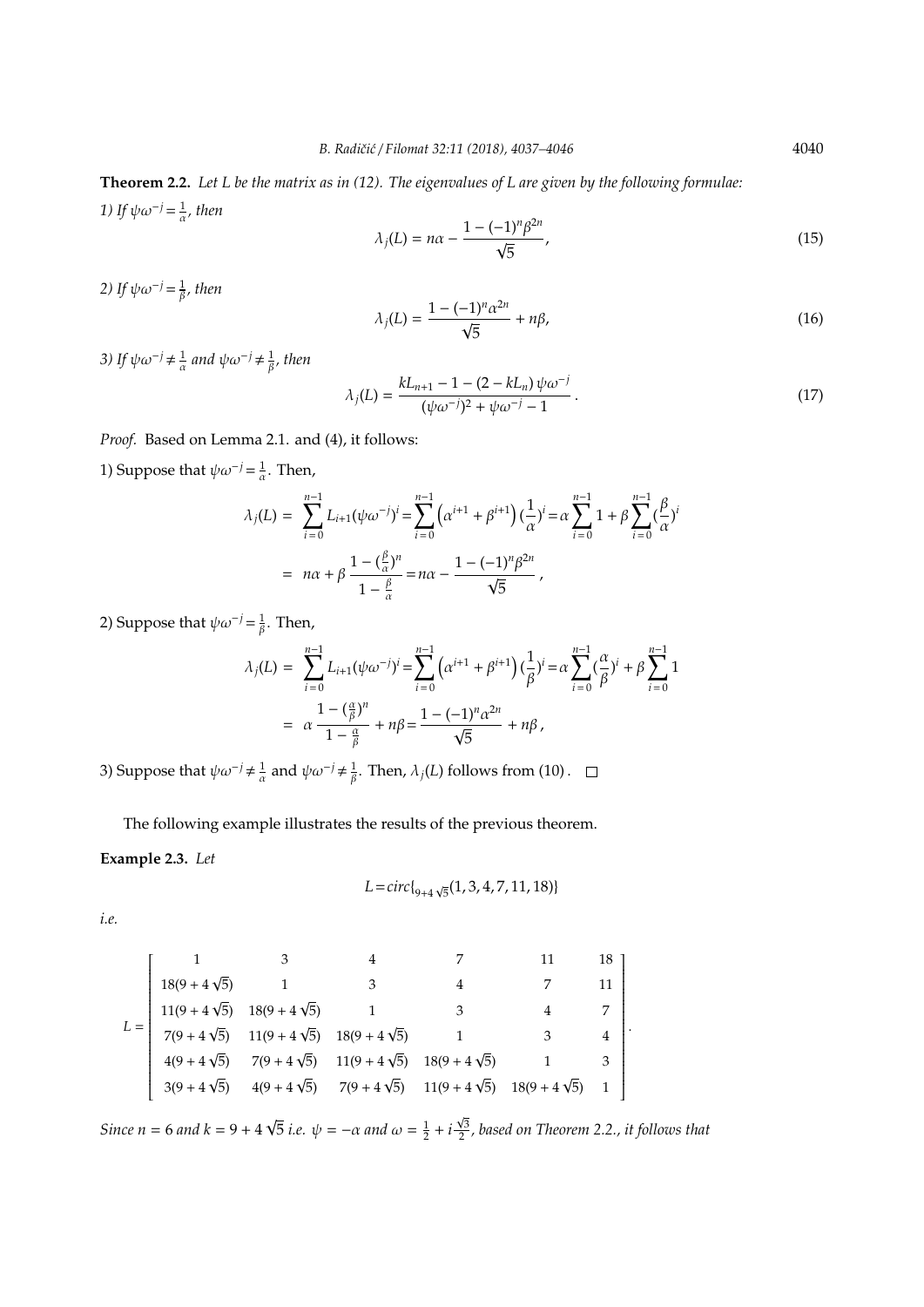**Theorem 2.2.** *Let $L$ be the matrix as in (12). The eigenvalues of $L$ are given by the following formulae:*

*1) If $\psi\omega^{-j} = \frac{1}{\alpha}$, then*

$$\lambda_j(L) = n\alpha - \frac{1-(-1)^n\beta^{2n}}{\sqrt{5}}, \tag{15}$$

*2) If $\psi\omega^{-j} = \frac{1}{\beta}$, then*

$$\lambda_j(L) = \frac{1-(-1)^n\alpha^{2n}}{\sqrt{5}} + n\beta, \tag{16}$$

*3) If $\psi\omega^{-j} \neq \frac{1}{\alpha}$ and $\psi\omega^{-j} \neq \frac{1}{\beta}$, then*

$$\lambda_j(L) = \frac{kL_{n+1} - 1 - (2-kL_n)\,\psi\omega^{-j}}{(\psi\omega^{-j})^2 + \psi\omega^{-j} - 1}. \tag{17}$$

*Proof.* Based on Lemma 2.1. and (4), it follows:

1) Suppose that $\psi\omega^{-j} = \frac{1}{\alpha}$. Then,

$$\begin{aligned}
\lambda_j(L) &= \sum_{i=0}^{n-1} L_{i+1}(\psi\omega^{-j})^i = \sum_{i=0}^{n-1}\left(\alpha^{i+1}+\beta^{i+1}\right)\left(\frac{1}{\alpha}\right)^i = \alpha\sum_{i=0}^{n-1}1 + \beta\sum_{i=0}^{n-1}\left(\frac{\beta}{\alpha}\right)^i \\
&= n\alpha + \beta\,\frac{1-(\frac{\beta}{\alpha})^n}{1-\frac{\beta}{\alpha}} = n\alpha - \frac{1-(-1)^n\beta^{2n}}{\sqrt{5}},
\end{aligned}$$

2) Suppose that $\psi\omega^{-j} = \frac{1}{\beta}$. Then,

$$\begin{aligned}
\lambda_j(L) &= \sum_{i=0}^{n-1} L_{i+1}(\psi\omega^{-j})^i = \sum_{i=0}^{n-1}\left(\alpha^{i+1}+\beta^{i+1}\right)\left(\frac{1}{\beta}\right)^i = \alpha\sum_{i=0}^{n-1}\left(\frac{\alpha}{\beta}\right)^i + \beta\sum_{i=0}^{n-1}1 \\
&= \alpha\,\frac{1-(\frac{\alpha}{\beta})^n}{1-\frac{\alpha}{\beta}} + n\beta = \frac{1-(-1)^n\alpha^{2n}}{\sqrt{5}} + n\beta,
\end{aligned}$$

3) Suppose that $\psi\omega^{-j} \neq \frac{1}{\alpha}$ and $\psi\omega^{-j} \neq \frac{1}{\beta}$. Then, $\lambda_j(L)$ follows from (10). $\square$

The following example illustrates the results of the previous theorem.

**Example 2.3.** *Let*

$$L = circ_{\{9+4\sqrt{5}\}}(1,3,4,7,11,18)\}$$

*i.e.*

$$L = \begin{bmatrix}
1 & 3 & 4 & 7 & 11 & 18 \\
18(9+4\sqrt{5}) & 1 & 3 & 4 & 7 & 11 \\
11(9+4\sqrt{5}) & 18(9+4\sqrt{5}) & 1 & 3 & 4 & 7 \\
7(9+4\sqrt{5}) & 11(9+4\sqrt{5}) & 18(9+4\sqrt{5}) & 1 & 3 & 4 \\
4(9+4\sqrt{5}) & 7(9+4\sqrt{5}) & 11(9+4\sqrt{5}) & 18(9+4\sqrt{5}) & 1 & 3 \\
3(9+4\sqrt{5}) & 4(9+4\sqrt{5}) & 7(9+4\sqrt{5}) & 11(9+4\sqrt{5}) & 18(9+4\sqrt{5}) & 1
\end{bmatrix}.$$

*Since $n = 6$ and $k = 9+4\sqrt{5}$ i.e. $\psi = -\alpha$ and $\omega = \frac{1}{2} + i\frac{\sqrt{3}}{2}$, based on Theorem 2.2., it follows that*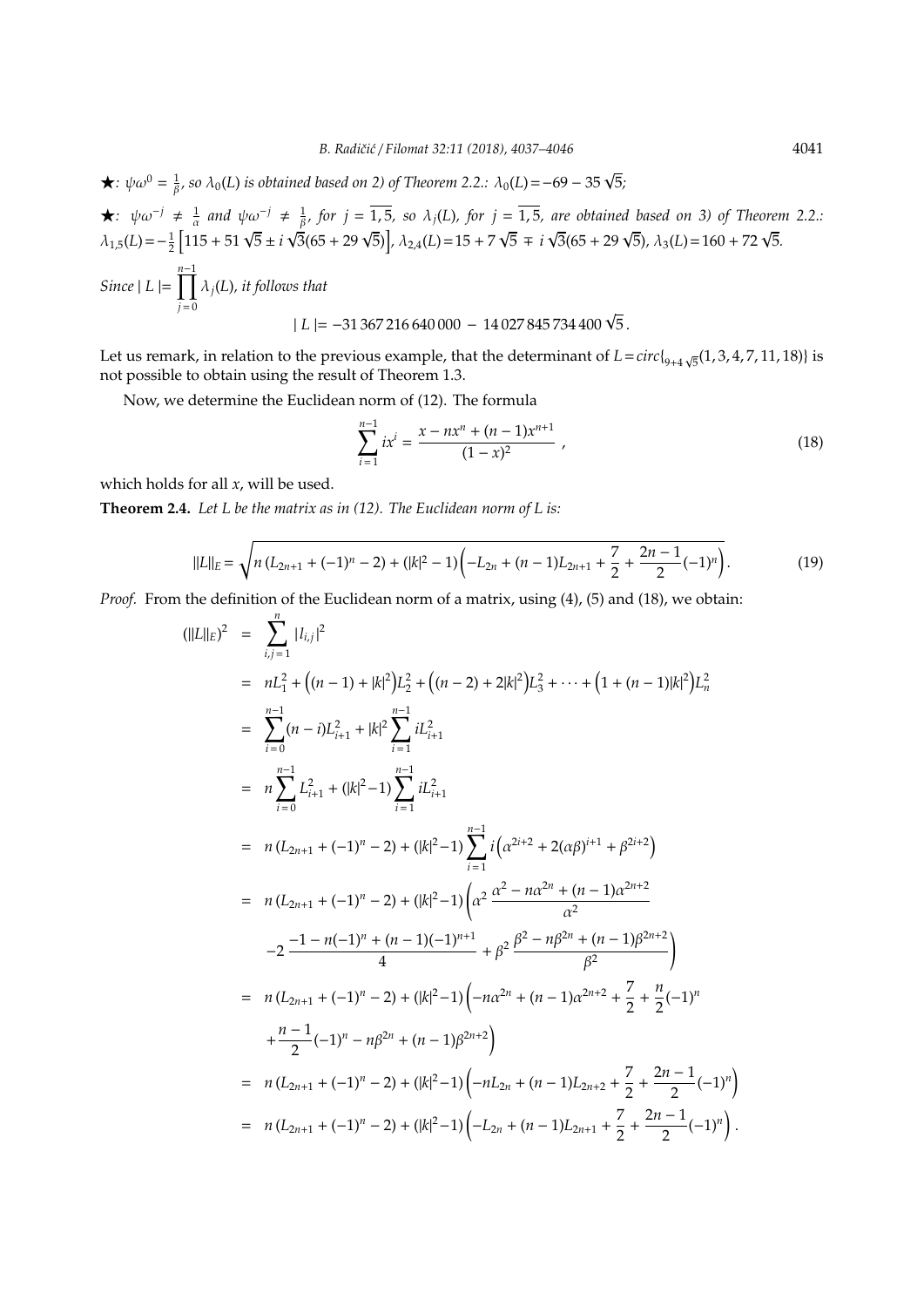★: $\psi\omega^0 = \frac{1}{\beta}$, so $\lambda_0(L)$ is obtained based on 2) of Theorem 2.2.: $\lambda_0(L) = -69 - 35\sqrt{5}$;

★: $\psi\omega^{-j} \neq \frac{1}{\alpha}$ and $\psi\omega^{-j} \neq \frac{1}{\beta}$, for $j = \overline{1,5}$, so $\lambda_j(L)$, for $j = \overline{1,5}$, are obtained based on 3) of Theorem 2.2.: $\lambda_{1,5}(L) = -\frac{1}{2}\left[115 + 51\sqrt{5} \pm i\sqrt{3}(65 + 29\sqrt{5})\right]$, $\lambda_{2,4}(L) = 15 + 7\sqrt{5} \mp i\sqrt{3}(65 + 29\sqrt{5})$, $\lambda_3(L) = 160 + 72\sqrt{5}$.

Since $|\, L \,| = \prod_{j=0}^{n-1} \lambda_j(L)$, it follows that

$$|\, L \,| = -31\,367\,216\,640\,000 \; - \; 14\,027\,845\,734\,400\,\sqrt{5}\,.$$

Let us remark, in relation to the previous example, that the determinant of $L = circ_{\{9+4\sqrt{5}}(1,3,4,7,11,18)\}$ is not possible to obtain using the result of Theorem 1.3.

Now, we determine the Euclidean norm of (12). The formula

$$\sum_{i=1}^{n-1} ix^i = \frac{x - nx^n + (n-1)x^{n+1}}{(1-x)^2}\ , \tag{18}$$

which holds for all $x$, will be used.

**Theorem 2.4.** *Let $L$ be the matrix as in (12). The Euclidean norm of $L$ is:*

$$\|L\|_E = \sqrt{n\,(L_{2n+1} + (-1)^n - 2) + (|k|^2 - 1)\left(-L_{2n} + (n-1)L_{2n+1} + \frac{7}{2} + \frac{2n-1}{2}(-1)^n\right)}. \tag{19}$$

*Proof.* From the definition of the Euclidean norm of a matrix, using (4), (5) and (18), we obtain:

$$
\begin{aligned}
(\|L\|_E)^2 &= \sum_{i,j=1}^{n} |l_{i,j}|^2 \\
&= nL_1^2 + \left((n-1) + |k|^2\right)L_2^2 + \left((n-2) + 2|k|^2\right)L_3^2 + \cdots + \left(1 + (n-1)|k|^2\right)L_n^2 \\
&= \sum_{i=0}^{n-1}(n-i)L_{i+1}^2 + |k|^2\sum_{i=1}^{n-1} iL_{i+1}^2 \\
&= n\sum_{i=0}^{n-1}L_{i+1}^2 + (|k|^2 - 1)\sum_{i=1}^{n-1} iL_{i+1}^2 \\
&= n\,(L_{2n+1} + (-1)^n - 2) + (|k|^2 - 1)\sum_{i=1}^{n-1} i\left(\alpha^{2i+2} + 2(\alpha\beta)^{i+1} + \beta^{2i+2}\right) \\
&= n\,(L_{2n+1} + (-1)^n - 2) + (|k|^2 - 1)\left(\alpha^2\,\frac{\alpha^2 - n\alpha^{2n} + (n-1)\alpha^{2n+2}}{\alpha^2}\right. \\
&\quad \left. -2\,\frac{-1 - n(-1)^n + (n-1)(-1)^{n+1}}{4} + \beta^2\,\frac{\beta^2 - n\beta^{2n} + (n-1)\beta^{2n+2}}{\beta^2}\right) \\
&= n\,(L_{2n+1} + (-1)^n - 2) + (|k|^2 - 1)\left(-n\alpha^{2n} + (n-1)\alpha^{2n+2} + \frac{7}{2} + \frac{n}{2}(-1)^n\right. \\
&\quad \left. + \frac{n-1}{2}(-1)^n - n\beta^{2n} + (n-1)\beta^{2n+2}\right) \\
&= n\,(L_{2n+1} + (-1)^n - 2) + (|k|^2 - 1)\left(-nL_{2n} + (n-1)L_{2n+2} + \frac{7}{2} + \frac{2n-1}{2}(-1)^n\right) \\
&= n\,(L_{2n+1} + (-1)^n - 2) + (|k|^2 - 1)\left(-L_{2n} + (n-1)L_{2n+1} + \frac{7}{2} + \frac{2n-1}{2}(-1)^n\right).
\end{aligned}
$$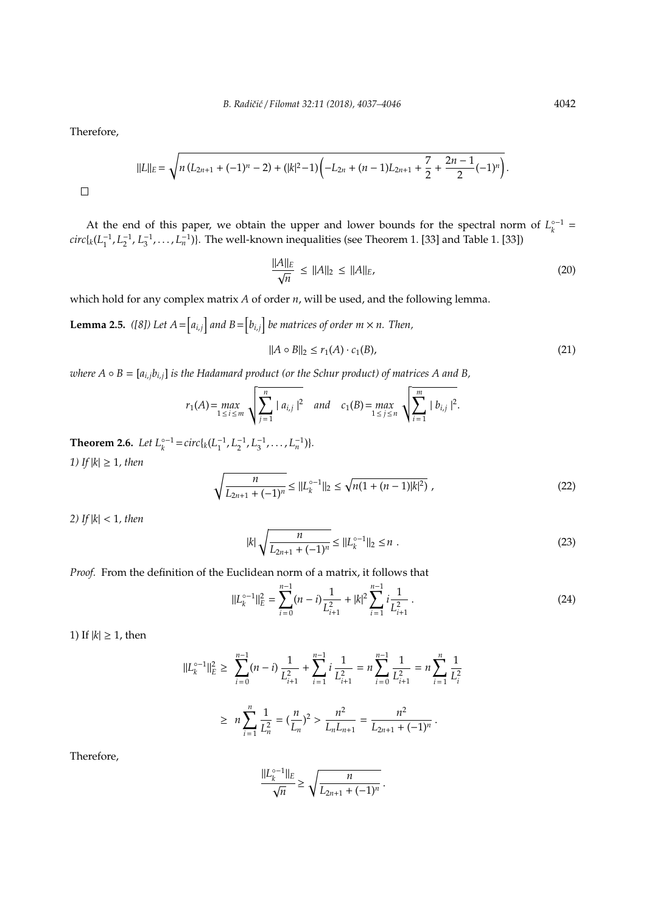Therefore,

$$\|L\|_E = \sqrt{n\left(L_{2n+1} + (-1)^n - 2\right) + (|k|^2 - 1)\left(-L_{2n} + (n-1)L_{2n+1} + \frac{7}{2} + \frac{2n-1}{2}(-1)^n\right)}.$$

□

At the end of this paper, we obtain the upper and lower bounds for the spectral norm of $L_k^{\circ -1} = circ\{_k(L_1^{-1}, L_2^{-1}, L_3^{-1}, \ldots, L_n^{-1})\}$. The well-known inequalities (see Theorem 1. [33] and Table 1. [33])

$$\frac{\|A\|_E}{\sqrt{n}} \le \|A\|_2 \le \|A\|_E, \tag{20}$$

which hold for any complex matrix $A$ of order $n$, will be used, and the following lemma.

**Lemma 2.5.** *([8]) Let $A = \left[a_{i,j}\right]$ and $B = \left[b_{i,j}\right]$ be matrices of order $m \times n$. Then,*

$$\|A \circ B\|_2 \le r_1(A) \cdot c_1(B), \tag{21}$$

*where $A \circ B = [a_{i,j} b_{i,j}]$ is the Hadamard product (or the Schur product) of matrices $A$ and $B$,*

$$r_1(A) = \max_{1 \le i \le m} \sqrt{\sum_{j=1}^{n} |a_{i,j}|^2} \quad \text{and} \quad c_1(B) = \max_{1 \le j \le n} \sqrt{\sum_{i=1}^{m} |b_{i,j}|^2}.$$

**Theorem 2.6.** *Let $L_k^{\circ -1} = circ\{_k(L_1^{-1}, L_2^{-1}, L_3^{-1}, \ldots, L_n^{-1})\}$.*

*1) If $|k| \ge 1$, then*

$$\sqrt{\frac{n}{L_{2n+1} + (-1)^n}} \le \|L_k^{\circ -1}\|_2 \le \sqrt{n(1 + (n-1)|k|^2)}\ , \tag{22}$$

*2) If $|k| < 1$, then*

$$|k|\sqrt{\frac{n}{L_{2n+1} + (-1)^n}} \le \|L_k^{\circ -1}\|_2 \le n\ . \tag{23}$$

*Proof.* From the definition of the Euclidean norm of a matrix, it follows that

$$\|L_k^{\circ -1}\|_E^2 = \sum_{i=0}^{n-1} (n-i)\frac{1}{L_{i+1}^2} + |k|^2 \sum_{i=1}^{n-1} i\frac{1}{L_{i+1}^2}\ . \tag{24}$$

1) If $|k| \ge 1$, then

$$\|L_k^{\circ -1}\|_E^2 \ge \sum_{i=0}^{n-1} (n-i)\frac{1}{L_{i+1}^2} + \sum_{i=1}^{n-1} i\frac{1}{L_{i+1}^2} = n\sum_{i=0}^{n-1} \frac{1}{L_{i+1}^2} = n\sum_{i=1}^{n} \frac{1}{L_i^2}$$

$$\ge n\sum_{i=1}^{n} \frac{1}{L_n^2} = \left(\frac{n}{L_n}\right)^2 > \frac{n^2}{L_n L_{n+1}} = \frac{n^2}{L_{2n+1} + (-1)^n}\ .$$

Therefore,

$$\frac{\|L_k^{\circ -1}\|_E}{\sqrt{n}} \ge \sqrt{\frac{n}{L_{2n+1} + (-1)^n}}\ .$$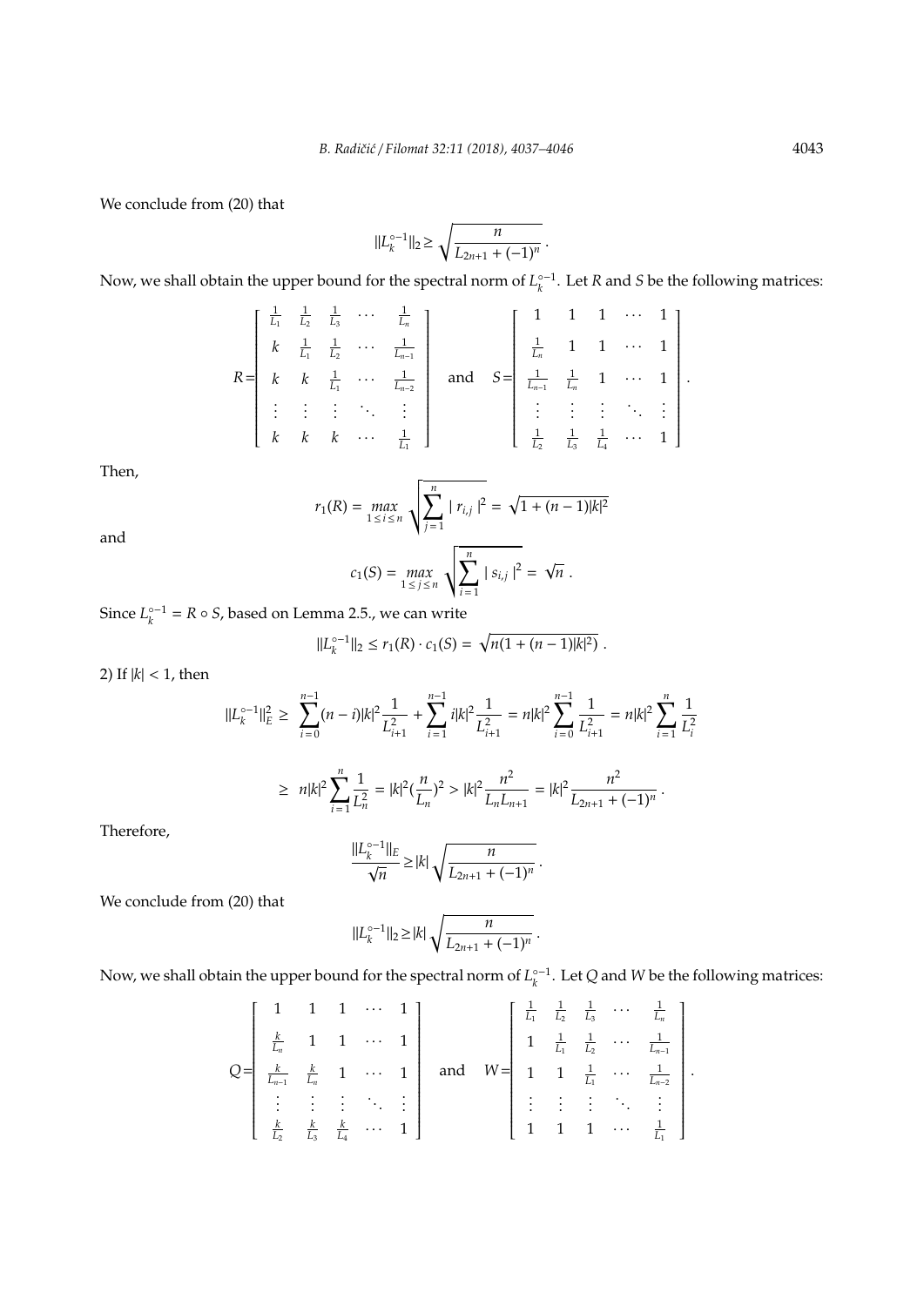We conclude from (20) that

$$\|L_k^{\circ -1}\|_2 \geq \sqrt{\frac{n}{L_{2n+1}+(-1)^n}}\,.$$

Now, we shall obtain the upper bound for the spectral norm of $L_k^{\circ -1}$. Let $R$ and $S$ be the following matrices:

$$R=\begin{bmatrix} \frac{1}{L_1} & \frac{1}{L_2} & \frac{1}{L_3} & \cdots & \frac{1}{L_n} \\ k & \frac{1}{L_1} & \frac{1}{L_2} & \cdots & \frac{1}{L_{n-1}} \\ k & k & \frac{1}{L_1} & \cdots & \frac{1}{L_{n-2}} \\ \vdots & \vdots & \vdots & \ddots & \vdots \\ k & k & k & \cdots & \frac{1}{L_1} \end{bmatrix} \quad \text{and} \quad S=\begin{bmatrix} 1 & 1 & 1 & \cdots & 1 \\ \frac{1}{L_n} & 1 & 1 & \cdots & 1 \\ \frac{1}{L_{n-1}} & \frac{1}{L_n} & 1 & \cdots & 1 \\ \vdots & \vdots & \vdots & \ddots & \vdots \\ \frac{1}{L_2} & \frac{1}{L_3} & \frac{1}{L_4} & \cdots & 1 \end{bmatrix}.$$

Then,

$$r_1(R) = \max_{1\leq i\leq n} \sqrt{\sum_{j=1}^{n} |\, r_{i,j}\,|^2} = \sqrt{1+(n-1)|k|^2}$$

and

$$c_1(S) = \max_{1\leq j\leq n} \sqrt{\sum_{i=1}^{n} |\, s_{i,j}\,|^2} = \sqrt{n}\,.$$

Since $L_k^{\circ -1} = R \circ S$, based on Lemma 2.5., we can write

$$\|L_k^{\circ -1}\|_2 \leq r_1(R)\cdot c_1(S) = \sqrt{n(1+(n-1)|k|^2)}\,.$$

2) If $|k| < 1$, then

$$\|L_k^{\circ -1}\|_E^2 \geq \sum_{i=0}^{n-1}(n-i)|k|^2\frac{1}{L_{i+1}^2} + \sum_{i=1}^{n-1} i|k|^2\frac{1}{L_{i+1}^2} = n|k|^2\sum_{i=0}^{n-1}\frac{1}{L_{i+1}^2} = n|k|^2\sum_{i=1}^{n}\frac{1}{L_i^2}$$

$$\geq n|k|^2\sum_{i=1}^{n}\frac{1}{L_n^2} = |k|^2\left(\frac{n}{L_n}\right)^2 > |k|^2\frac{n^2}{L_nL_{n+1}} = |k|^2\frac{n^2}{L_{2n+1}+(-1)^n}\,.$$

Therefore,

$$\frac{\|L_k^{\circ -1}\|_E}{\sqrt{n}} \geq |k|\sqrt{\frac{n}{L_{2n+1}+(-1)^n}}\,.$$

We conclude from (20) that

$$\|L_k^{\circ -1}\|_2 \geq |k|\sqrt{\frac{n}{L_{2n+1}+(-1)^n}}\,.$$

Now, we shall obtain the upper bound for the spectral norm of $L_k^{\circ -1}$. Let $Q$ and $W$ be the following matrices:

$$Q=\begin{bmatrix} 1 & 1 & 1 & \cdots & 1 \\ \frac{k}{L_n} & 1 & 1 & \cdots & 1 \\ \frac{k}{L_{n-1}} & \frac{k}{L_n} & 1 & \cdots & 1 \\ \vdots & \vdots & \vdots & \ddots & \vdots \\ \frac{k}{L_2} & \frac{k}{L_3} & \frac{k}{L_4} & \cdots & 1 \end{bmatrix} \quad \text{and} \quad W=\begin{bmatrix} \frac{1}{L_1} & \frac{1}{L_2} & \frac{1}{L_3} & \cdots & \frac{1}{L_n} \\ 1 & \frac{1}{L_1} & \frac{1}{L_2} & \cdots & \frac{1}{L_{n-1}} \\ 1 & 1 & \frac{1}{L_1} & \cdots & \frac{1}{L_{n-2}} \\ \vdots & \vdots & \vdots & \ddots & \vdots \\ 1 & 1 & 1 & \cdots & \frac{1}{L_1} \end{bmatrix}.$$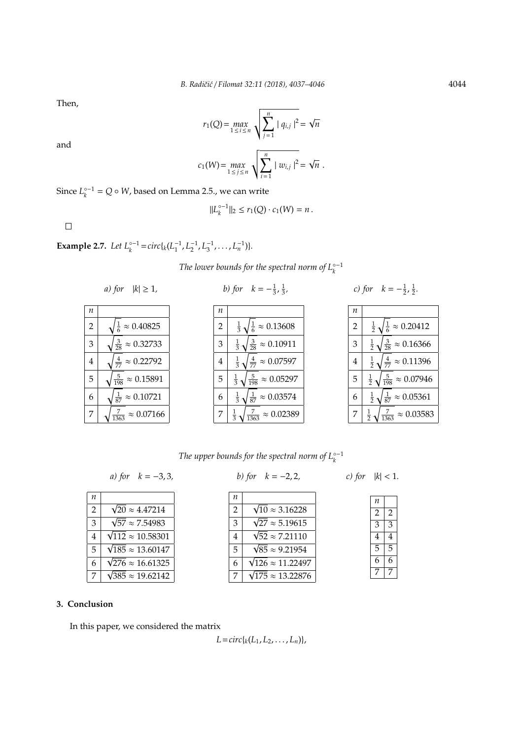Then,

$$r_1(Q) = \max_{1 \le i \le n} \sqrt{\sum_{j=1}^{n} |q_{i,j}|^2} = \sqrt{n}$$

and

$$c_1(W) = \max_{1 \le j \le n} \sqrt{\sum_{i=1}^{n} |w_{i,j}|^2} = \sqrt{n} \ .$$

Since $L_k^{\circ -1} = Q \circ W$, based on Lemma 2.5., we can write

$$\|L_k^{\circ -1}\|_2 \le r_1(Q) \cdot c_1(W) = n \, .$$

□

**Example 2.7.** *Let* $L_k^{\circ -1} = circ\{_k(L_1^{-1}, L_2^{-1}, L_3^{-1}, \ldots, L_n^{-1})\}$.

*The lower bounds for the spectral norm of* $L_k^{\circ -1}$

*a) for* $|k| \ge 1$,

| $n$ | |
|---|---|
| 2 | $\sqrt{\frac{1}{6}} \approx 0.40825$ |
| 3 | $\sqrt{\frac{3}{28}} \approx 0.32733$ |
| 4 | $\sqrt{\frac{4}{77}} \approx 0.22792$ |
| 5 | $\sqrt{\frac{5}{198}} \approx 0.15891$ |
| 6 | $\sqrt{\frac{1}{87}} \approx 0.10721$ |
| 7 | $\sqrt{\frac{7}{1363}} \approx 0.07166$ |

*b) for* $k = -\frac{1}{3}, \frac{1}{3}$,

| $n$ | |
|---|---|
| 2 | $\frac{1}{3}\sqrt{\frac{1}{6}} \approx 0.13608$ |
| 3 | $\frac{1}{3}\sqrt{\frac{3}{28}} \approx 0.10911$ |
| 4 | $\frac{1}{3}\sqrt{\frac{4}{77}} \approx 0.07597$ |
| 5 | $\frac{1}{3}\sqrt{\frac{5}{198}} \approx 0.05297$ |
| 6 | $\frac{1}{3}\sqrt{\frac{1}{87}} \approx 0.03574$ |
| 7 | $\frac{1}{3}\sqrt{\frac{7}{1363}} \approx 0.02389$ |

*c) for* $k = -\frac{1}{2}, \frac{1}{2}$.

| $n$ | |
|---|---|
| 2 | $\frac{1}{2}\sqrt{\frac{1}{6}} \approx 0.20412$ |
| 3 | $\frac{1}{2}\sqrt{\frac{3}{28}} \approx 0.16366$ |
| 4 | $\frac{1}{2}\sqrt{\frac{4}{77}} \approx 0.11396$ |
| 5 | $\frac{1}{2}\sqrt{\frac{5}{198}} \approx 0.07946$ |
| 6 | $\frac{1}{2}\sqrt{\frac{1}{87}} \approx 0.05361$ |
| 7 | $\frac{1}{2}\sqrt{\frac{7}{1363}} \approx 0.03583$ |

*The upper bounds for the spectral norm of* $L_k^{\circ -1}$

*a) for* $k = -3, 3$,

| $n$ | |
|---|---|
| 2 | $\sqrt{20} \approx 4.47214$ |
| 3 | $\sqrt{57} \approx 7.54983$ |
| 4 | $\sqrt{112} \approx 10.58301$ |
| 5 | $\sqrt{185} \approx 13.60147$ |
| 6 | $\sqrt{276} \approx 16.61325$ |
| 7 | $\sqrt{385} \approx 19.62142$ |

*b) for* $k = -2, 2$,

| $n$ | |
|---|---|
| 2 | $\sqrt{10} \approx 3.16228$ |
| 3 | $\sqrt{27} \approx 5.19615$ |
| 4 | $\sqrt{52} \approx 7.21110$ |
| 5 | $\sqrt{85} \approx 9.21954$ |
| 6 | $\sqrt{126} \approx 11.22497$ |
| 7 | $\sqrt{175} \approx 13.22876$ |

*c) for* $|k| < 1$.

| $n$ | |
|---|---|
| 2 | 2 |
| 3 | 3 |
| 4 | 4 |
| 5 | 5 |
| 6 | 6 |
| 7 | 7 |

## 3. Conclusion

In this paper, we considered the matrix

$$L = circ\{_k(L_1, L_2, \ldots, L_n)\},$$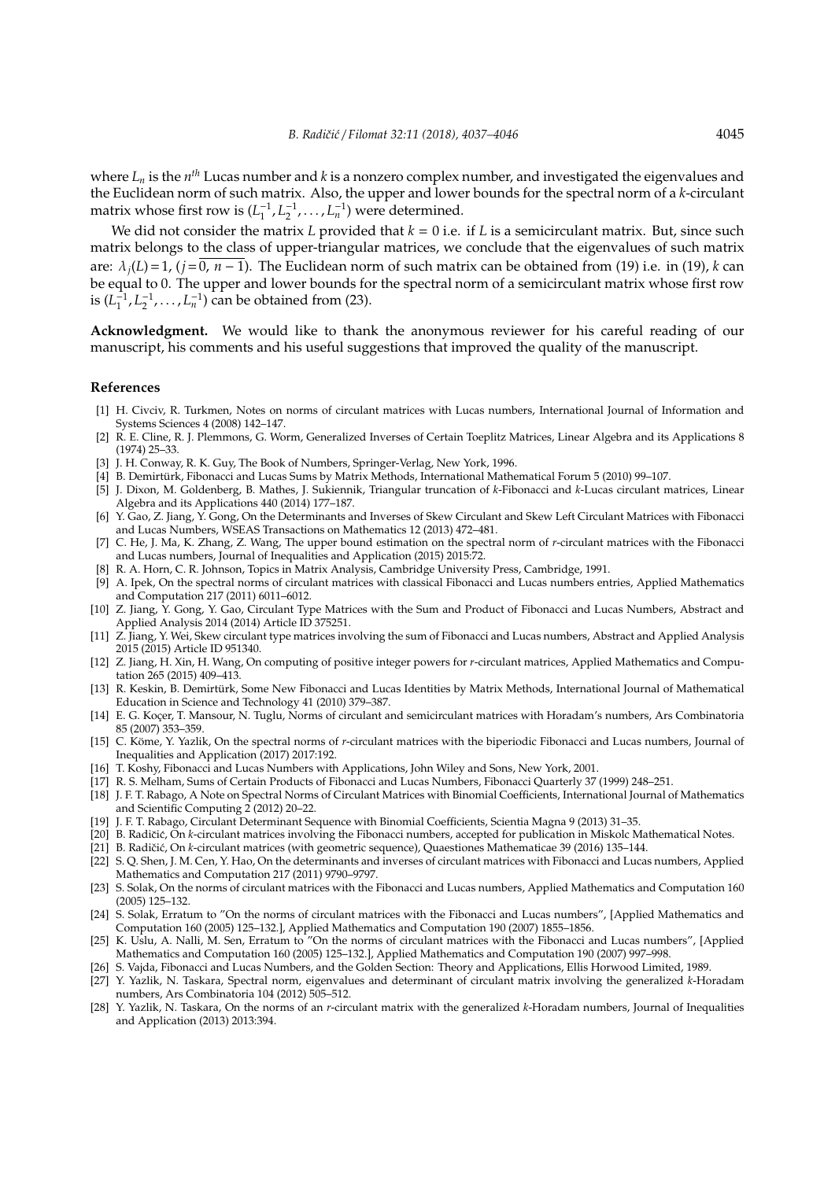where $L_n$ is the $n^{th}$ Lucas number and $k$ is a nonzero complex number, and investigated the eigenvalues and the Euclidean norm of such matrix. Also, the upper and lower bounds for the spectral norm of a $k$-circulant matrix whose first row is $(L_1^{-1}, L_2^{-1}, \ldots, L_n^{-1})$ were determined.

We did not consider the matrix $L$ provided that $k = 0$ i.e. if $L$ is a semicirculant matrix. But, since such matrix belongs to the class of upper-triangular matrices, we conclude that the eigenvalues of such matrix are: $\lambda_j(L) = 1$, $(j = \overline{0,\ n-1})$. The Euclidean norm of such matrix can be obtained from (19) i.e. in (19), $k$ can be equal to 0. The upper and lower bounds for the spectral norm of a semicirculant matrix whose first row is $(L_1^{-1}, L_2^{-1}, \ldots, L_n^{-1})$ can be obtained from (23).

**Acknowledgment.** We would like to thank the anonymous reviewer for his careful reading of our manuscript, his comments and his useful suggestions that improved the quality of the manuscript.

## References

[1] H. Civciv, R. Turkmen, Notes on norms of circulant matrices with Lucas numbers, International Journal of Information and Systems Sciences 4 (2008) 142–147.

[2] R. E. Cline, R. J. Plemmons, G. Worm, Generalized Inverses of Certain Toeplitz Matrices, Linear Algebra and its Applications 8 (1974) 25–33.

[3] J. H. Conway, R. K. Guy, The Book of Numbers, Springer-Verlag, New York, 1996.

[4] B. Demirtürk, Fibonacci and Lucas Sums by Matrix Methods, International Mathematical Forum 5 (2010) 99–107.

[5] J. Dixon, M. Goldenberg, B. Mathes, J. Sukiennik, Triangular truncation of *k*-Fibonacci and *k*-Lucas circulant matrices, Linear Algebra and its Applications 440 (2014) 177–187.

[6] Y. Gao, Z. Jiang, Y. Gong, On the Determinants and Inverses of Skew Circulant and Skew Left Circulant Matrices with Fibonacci and Lucas Numbers, WSEAS Transactions on Mathematics 12 (2013) 472–481.

[7] C. He, J. Ma, K. Zhang, Z. Wang, The upper bound estimation on the spectral norm of *r*-circulant matrices with the Fibonacci and Lucas numbers, Journal of Inequalities and Application (2015) 2015:72.

[8] R. A. Horn, C. R. Johnson, Topics in Matrix Analysis, Cambridge University Press, Cambridge, 1991.

[9] A. Ipek, On the spectral norms of circulant matrices with classical Fibonacci and Lucas numbers entries, Applied Mathematics and Computation 217 (2011) 6011–6012.

[10] Z. Jiang, Y. Gong, Y. Gao, Circulant Type Matrices with the Sum and Product of Fibonacci and Lucas Numbers, Abstract and Applied Analysis 2014 (2014) Article ID 375251.

[11] Z. Jiang, Y. Wei, Skew circulant type matrices involving the sum of Fibonacci and Lucas numbers, Abstract and Applied Analysis 2015 (2015) Article ID 951340.

[12] Z. Jiang, H. Xin, H. Wang, On computing of positive integer powers for *r*-circulant matrices, Applied Mathematics and Computation 265 (2015) 409–413.

[13] R. Keskin, B. Demirtürk, Some New Fibonacci and Lucas Identities by Matrix Methods, International Journal of Mathematical Education in Science and Technology 41 (2010) 379–387.

[14] E. G. Koçer, T. Mansour, N. Tuglu, Norms of circulant and semicirculant matrices with Horadam's numbers, Ars Combinatoria 85 (2007) 353–359.

[15] C. Köme, Y. Yazlik, On the spectral norms of *r*-circulant matrices with the biperiodic Fibonacci and Lucas numbers, Journal of Inequalities and Application (2017) 2017:192.

[16] T. Koshy, Fibonacci and Lucas Numbers with Applications, John Wiley and Sons, New York, 2001.

[17] R. S. Melham, Sums of Certain Products of Fibonacci and Lucas Numbers, Fibonacci Quarterly 37 (1999) 248–251.

[18] J. F. T. Rabago, A Note on Spectral Norms of Circulant Matrices with Binomial Coefficients, International Journal of Mathematics and Scientific Computing 2 (2012) 20–22.

[19] J. F. T. Rabago, Circulant Determinant Sequence with Binomial Coefficients, Scientia Magna 9 (2013) 31–35.

[20] B. Radičić, On *k*-circulant matrices involving the Fibonacci numbers, accepted for publication in Miskolc Mathematical Notes.

[21] B. Radičić, On *k*-circulant matrices (with geometric sequence), Quaestiones Mathematicae 39 (2016) 135–144.

[22] S. Q. Shen, J. M. Cen, Y. Hao, On the determinants and inverses of circulant matrices with Fibonacci and Lucas numbers, Applied Mathematics and Computation 217 (2011) 9790–9797.

[23] S. Solak, On the norms of circulant matrices with the Fibonacci and Lucas numbers, Applied Mathematics and Computation 160 (2005) 125–132.

[24] S. Solak, Erratum to "On the norms of circulant matrices with the Fibonacci and Lucas numbers", [Applied Mathematics and Computation 160 (2005) 125–132.], Applied Mathematics and Computation 190 (2007) 1855–1856.

[25] K. Uslu, A. Nalli, M. Sen, Erratum to "On the norms of circulant matrices with the Fibonacci and Lucas numbers", [Applied Mathematics and Computation 160 (2005) 125–132.], Applied Mathematics and Computation 190 (2007) 997–998.

[26] S. Vajda, Fibonacci and Lucas Numbers, and the Golden Section: Theory and Applications, Ellis Horwood Limited, 1989.

[27] Y. Yazlik, N. Taskara, Spectral norm, eigenvalues and determinant of circulant matrix involving the generalized *k*-Horadam numbers, Ars Combinatoria 104 (2012) 505–512.

[28] Y. Yazlik, N. Taskara, On the norms of an *r*-circulant matrix with the generalized *k*-Horadam numbers, Journal of Inequalities and Application (2013) 2013:394.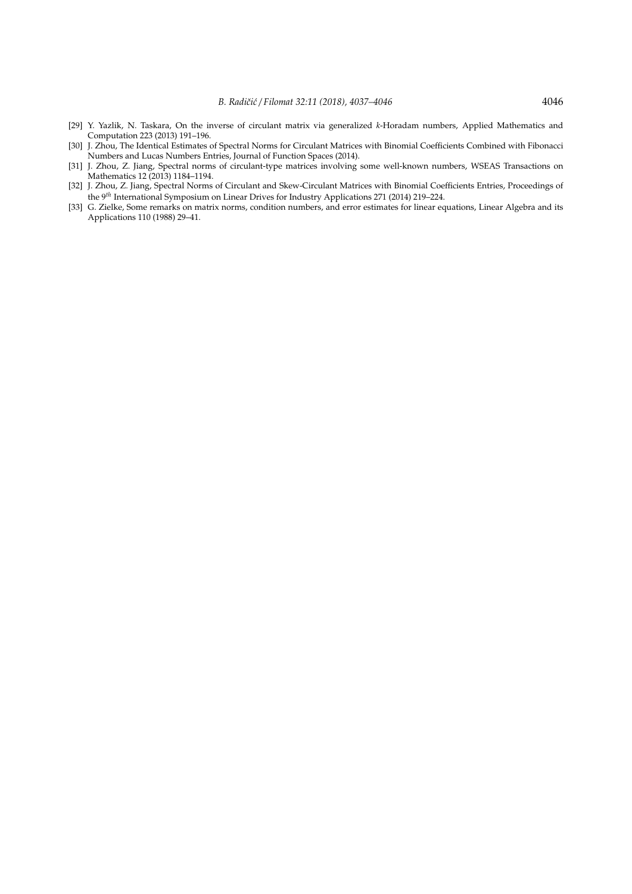[29] Y. Yazlik, N. Taskara, On the inverse of circulant matrix via generalized $k$-Horadam numbers, Applied Mathematics and Computation 223 (2013) 191–196.

[30] J. Zhou, The Identical Estimates of Spectral Norms for Circulant Matrices with Binomial Coefficients Combined with Fibonacci Numbers and Lucas Numbers Entries, Journal of Function Spaces (2014).

[31] J. Zhou, Z. Jiang, Spectral norms of circulant-type matrices involving some well-known numbers, WSEAS Transactions on Mathematics 12 (2013) 1184–1194.

[32] J. Zhou, Z. Jiang, Spectral Norms of Circulant and Skew-Circulant Matrices with Binomial Coefficients Entries, Proceedings of the $9^{th}$ International Symposium on Linear Drives for Industry Applications 271 (2014) 219–224.

[33] G. Zielke, Some remarks on matrix norms, condition numbers, and error estimates for linear equations, Linear Algebra and its Applications 110 (1988) 29–41.